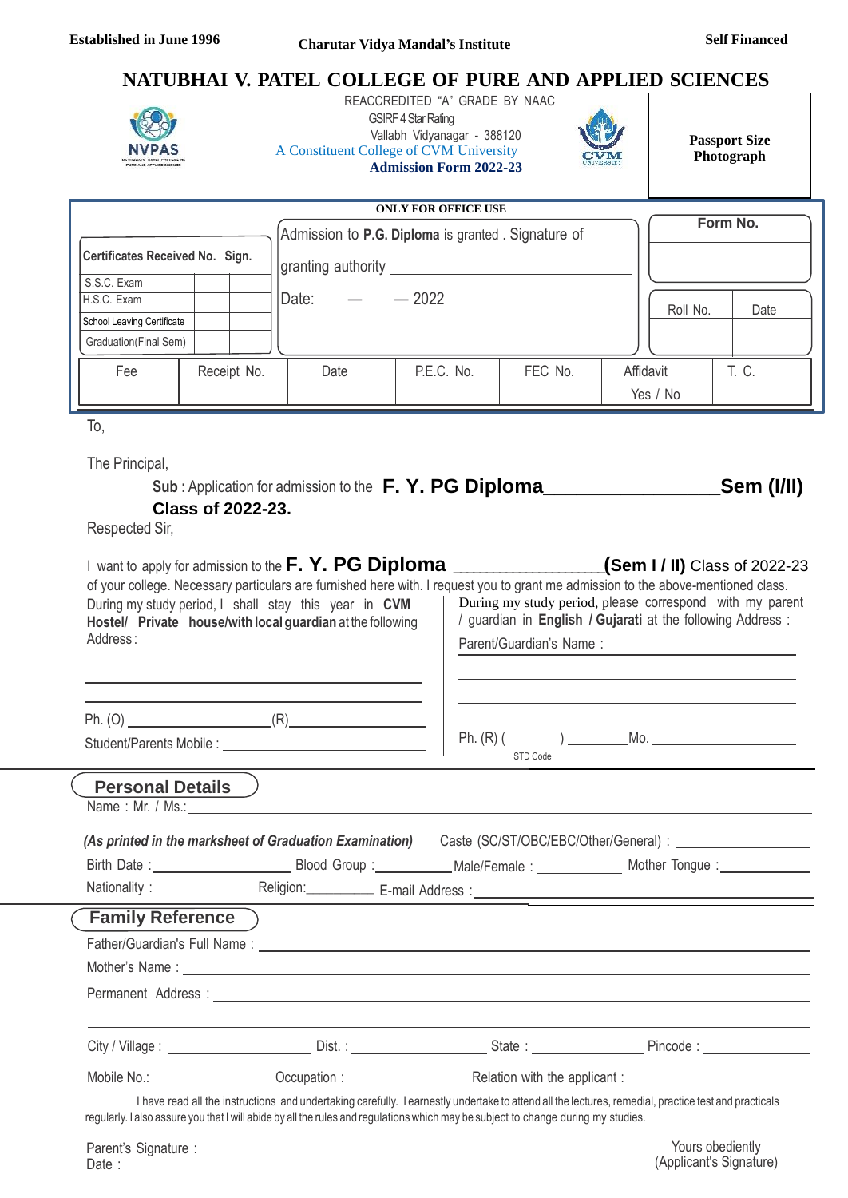**Established in June 1996** | **Charutar Vidya Mandal's Institute** | **Self Financed**

# NATUBHAI V. PATEL COLLEGE OF PURE AND APPLIED SCIENCES

REACCREDITED "A" GRADE BY NAAC
GSIRF 4 Star Rating
Vallabh Vidyanagar - 388120
A Constituent College of CVM University
**Admission Form 2022-23**

**Passport Size Photograph**

**ONLY FOR OFFICE USE**

| Certificates Received No. Sign. | | |
|---|---|---|
| S.S.C. Exam | | |
| H.S.C. Exam | | |
| School Leaving Certificate | | |
| Graduation(Final Sem) | | |

Admission to **P.G. Diploma** is granted . Signature of granting authority ____________

Date: — — 2022

| Form No. | |
|---|---|
| | |
| Roll No. | Date |
| | |

| Fee | Receipt No. | Date | P.E.C. No. | FEC No. | Affidavit | T. C. |
|---|---|---|---|---|---|---|
| | | | | | Yes / No | |

To,

The Principal,

**Sub :** Application for admission to the **F. Y. PG Diploma**________________**Sem (I/II) Class of 2022-23.**

Respected Sir,

I want to apply for admission to the **F. Y. PG Diploma** ________________**(Sem I / II)** Class of 2022-23 of your college. Necessary particulars are furnished here with. I request you to grant me admission to the above-mentioned class.

During my study period, I shall stay this year in **CVM Hostel/ Private house/with local guardian** at the following Address :

______________________________

______________________________

______________________________

Ph. (O) ________________(R)________________

Student/Parents Mobile : ________________

During my study period, please correspond with my parent / guardian in **English / Gujarati** at the following Address :

Parent/Guardian's Name : ________________

______________________________

______________________________

Ph. (R) ( &nbsp;&nbsp;&nbsp; ) ________Mo. ________________
STD Code

## Personal Details

Name : Mr. / Ms.:______________________________

*(As printed in the marksheet of Graduation Examination)* Caste (SC/ST/OBC/EBC/Other/General) : ________________

Birth Date :________________ Blood Group :__________ Male/Female : __________ Mother Tongue :__________

Nationality : ____________ Religion:__________ E-mail Address :________________

## Family Reference

Father/Guardian's Full Name : ______________________________

Mother's Name : ______________________________

Permanent Address : ______________________________

______________________________

City / Village : ________________ Dist. : ________________ State : ______________ Pincode : ______________

Mobile No.:________________Occupation : ________________Relation with the applicant : ________________

I have read all the instructions and undertaking carefully. I earnestly undertake to attend all the lectures, remedial, practice test and practicals regularly. I also assure you that I will abide by all the rules and regulations which may be subject to change during my studies.

Parent's Signature :
Date :

Yours obediently
(Applicant's Signature)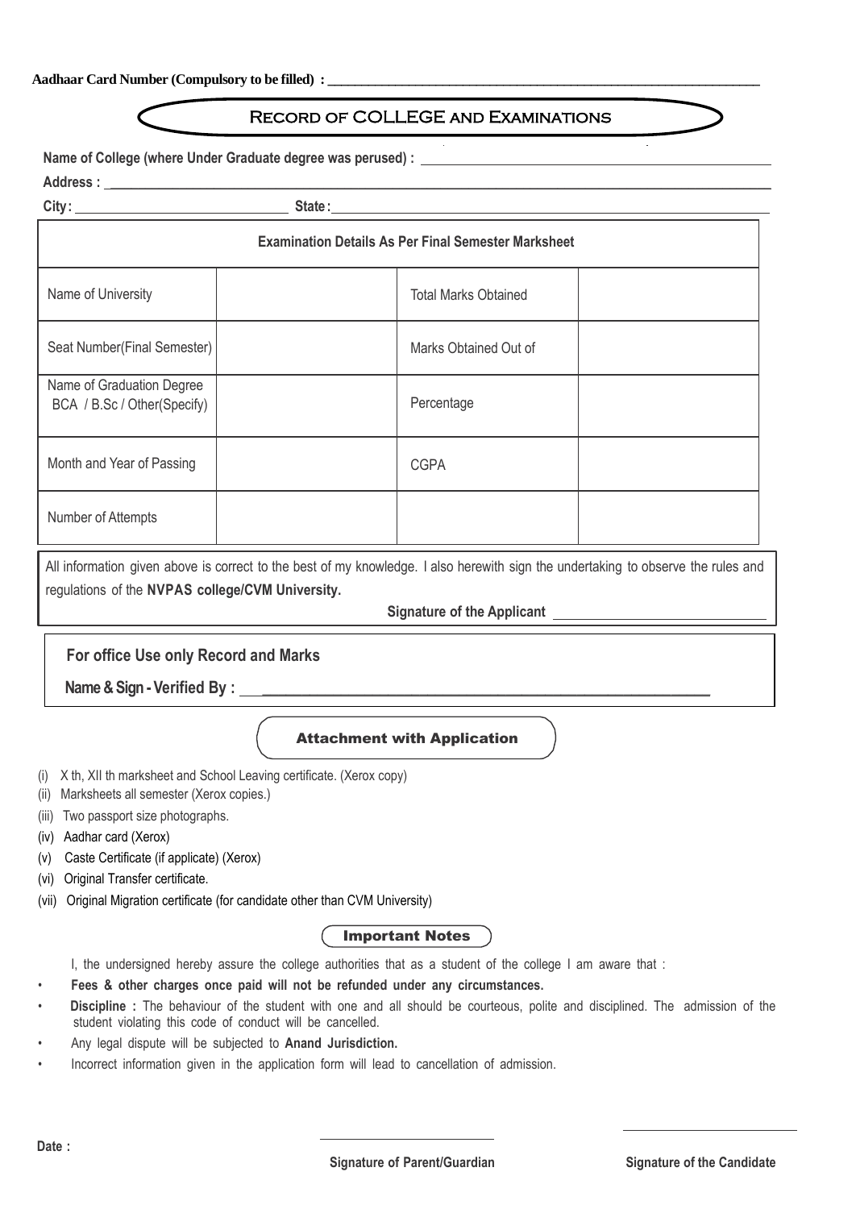**Aadhaar Card Number (Compulsory to be filled) : ______________________________**

## RECORD OF COLLEGE AND EXAMINATIONS

**Name of College (where Under Graduate degree was perused) :** ______________________________

**Address :** ______________________________

**City :** ______________ **State :** ______________

| Examination Details As Per Final Semester Marksheet | | | |
|---|---|---|---|
| Name of University | | Total Marks Obtained | |
| Seat Number(Final Semester) | | Marks Obtained Out of | |
| Name of Graduation Degree BCA / B.Sc / Other(Specify) | | Percentage | |
| Month and Year of Passing | | CGPA | |
| Number of Attempts | | | |

All information given above is correct to the best of my knowledge. I also herewith sign the undertaking to observe the rules and regulations of the **NVPAS college/CVM University.**

**Signature of the Applicant** ______________

**For office Use only Record and Marks**

**Name & Sign - Verified By :** ______________________________

### Attachment with Application

(i) X th, XII th marksheet and School Leaving certificate. (Xerox copy)
(ii) Marksheets all semester (Xerox copies.)
(iii) Two passport size photographs.
(iv) Aadhar card (Xerox)
(v) Caste Certificate (if applicate) (Xerox)
(vi) Original Transfer certificate.
(vii) Original Migration certificate (for candidate other than CVM University)

### Important Notes

I, the undersigned hereby assure the college authorities that as a student of the college I am aware that :

- **Fees & other charges once paid will not be refunded under any circumstances.**
- **Discipline :** The behaviour of the student with one and all should be courteous, polite and disciplined. The admission of the student violating this code of conduct will be cancelled.
- Any legal dispute will be subjected to **Anand Jurisdiction.**
- Incorrect information given in the application form will lead to cancellation of admission.

**Date :**

______________ **Signature of Parent/Guardian**

______________ **Signature of the Candidate**